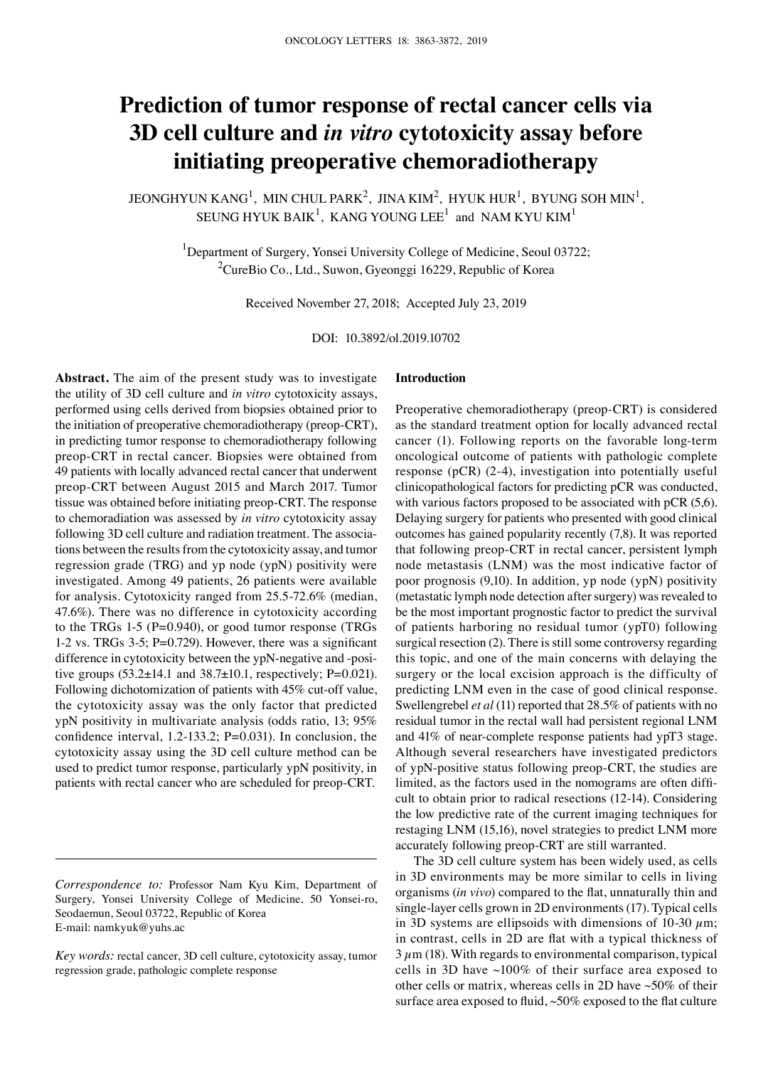# Prediction of tumor response of rectal cancer cells via 3D cell culture and *in vitro* cytotoxicity assay before initiating preoperative chemoradiotherapy

JEONGHYUN KANG[1], MIN CHUL PARK[2], JINA KIM[2], HYUK HUR[1], BYUNG SOH MIN[1], SEUNG HYUK BAIK[1], KANG YOUNG LEE[1] and NAM KYU KIM[1]

[1]Department of Surgery, Yonsei University College of Medicine, Seoul 03722; [2]CureBio Co., Ltd., Suwon, Gyeonggi 16229, Republic of Korea

Received November 27, 2018; Accepted July 23, 2019

DOI: 10.3892/ol.2019.10702

**Abstract.** The aim of the present study was to investigate the utility of 3D cell culture and *in vitro* cytotoxicity assays, performed using cells derived from biopsies obtained prior to the initiation of preoperative chemoradiotherapy (preop-CRT), in predicting tumor response to chemoradiotherapy following preop-CRT in rectal cancer. Biopsies were obtained from 49 patients with locally advanced rectal cancer that underwent preop-CRT between August 2015 and March 2017. Tumor tissue was obtained before initiating preop-CRT. The response to chemoradiation was assessed by *in vitro* cytotoxicity assay following 3D cell culture and radiation treatment. The associations between the results from the cytotoxicity assay, and tumor regression grade (TRG) and yp node (ypN) positivity were investigated. Among 49 patients, 26 patients were available for analysis. Cytotoxicity ranged from 25.5-72.6% (median, 47.6%). There was no difference in cytotoxicity according to the TRGs 1-5 (P=0.940), or good tumor response (TRGs 1-2 vs. TRGs 3-5; P=0.729). However, there was a significant difference in cytotoxicity between the ypN-negative and -positive groups (53.2±14.1 and 38.7±10.1, respectively; P=0.021). Following dichotomization of patients with 45% cut-off value, the cytotoxicity assay was the only factor that predicted ypN positivity in multivariate analysis (odds ratio, 13; 95% confidence interval, 1.2-133.2; P=0.031). In conclusion, the cytotoxicity assay using the 3D cell culture method can be used to predict tumor response, particularly ypN positivity, in patients with rectal cancer who are scheduled for preop-CRT.

*Correspondence to:* Professor Nam Kyu Kim, Department of Surgery, Yonsei University College of Medicine, 50 Yonsei-ro, Seodaemun, Seoul 03722, Republic of Korea
E-mail: namkyuk@yuhs.ac

*Key words:* rectal cancer, 3D cell culture, cytotoxicity assay, tumor regression grade, pathologic complete response

## Introduction

Preoperative chemoradiotherapy (preop-CRT) is considered as the standard treatment option for locally advanced rectal cancer (1). Following reports on the favorable long-term oncological outcome of patients with pathologic complete response (pCR) (2-4), investigation into potentially useful clinicopathological factors for predicting pCR was conducted, with various factors proposed to be associated with pCR (5,6). Delaying surgery for patients who presented with good clinical outcomes has gained popularity recently (7,8). It was reported that following preop-CRT in rectal cancer, persistent lymph node metastasis (LNM) was the most indicative factor of poor prognosis (9,10). In addition, yp node (ypN) positivity (metastatic lymph node detection after surgery) was revealed to be the most important prognostic factor to predict the survival of patients harboring no residual tumor (ypT0) following surgical resection (2). There is still some controversy regarding this topic, and one of the main concerns with delaying the surgery or the local excision approach is the difficulty of predicting LNM even in the case of good clinical response. Swellengrebel *et al* (11) reported that 28.5% of patients with no residual tumor in the rectal wall had persistent regional LNM and 41% of near-complete response patients had ypT3 stage. Although several researchers have investigated predictors of ypN-positive status following preop-CRT, the studies are limited, as the factors used in the nomograms are often difficult to obtain prior to radical resections (12-14). Considering the low predictive rate of the current imaging techniques for restaging LNM (15,16), novel strategies to predict LNM more accurately following preop-CRT are still warranted.

The 3D cell culture system has been widely used, as cells in 3D environments may be more similar to cells in living organisms (*in vivo*) compared to the flat, unnaturally thin and single-layer cells grown in 2D environments (17). Typical cells in 3D systems are ellipsoids with dimensions of 10-30 $\mu$m; in contrast, cells in 2D are flat with a typical thickness of 3 $\mu$m (18). With regards to environmental comparison, typical cells in 3D have ~100% of their surface area exposed to other cells or matrix, whereas cells in 2D have ~50% of their surface area exposed to fluid, ~50% exposed to the flat culture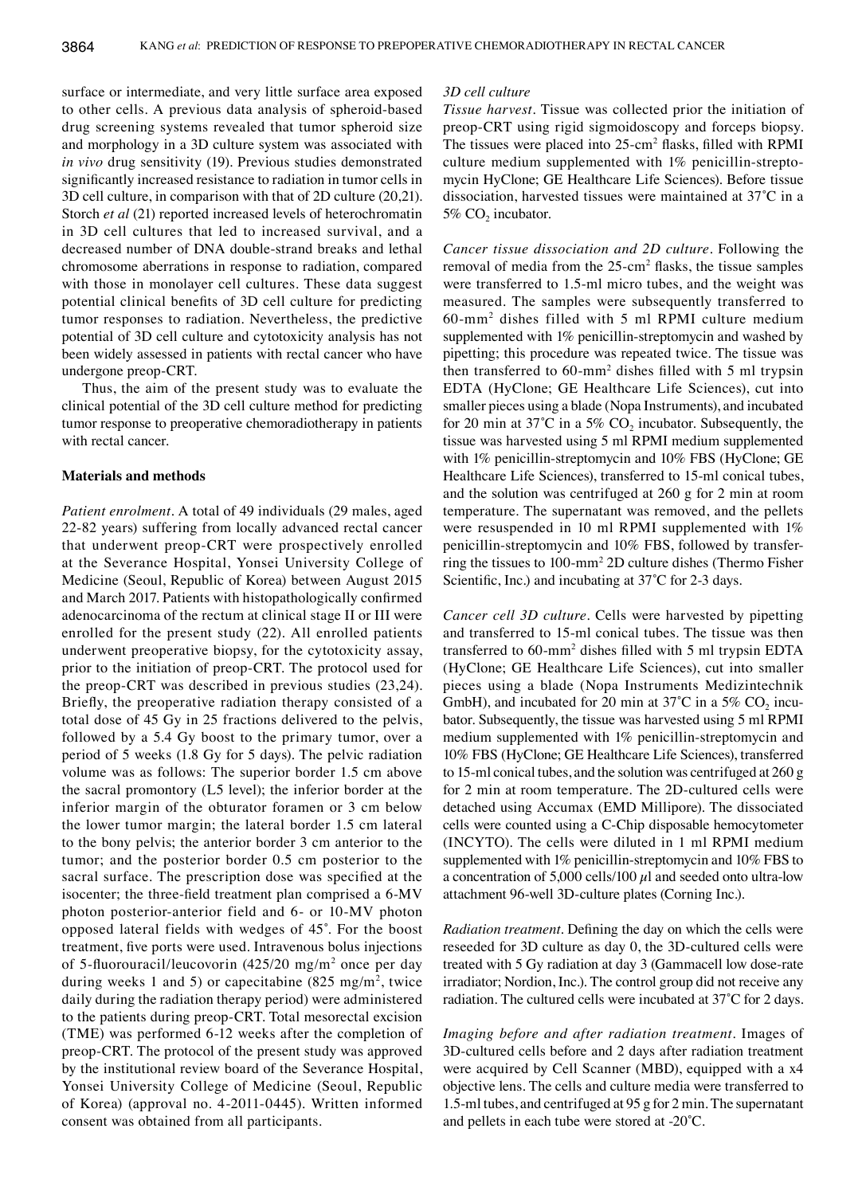surface or intermediate, and very little surface area exposed to other cells. A previous data analysis of spheroid-based drug screening systems revealed that tumor spheroid size and morphology in a 3D culture system was associated with *in vivo* drug sensitivity (19). Previous studies demonstrated significantly increased resistance to radiation in tumor cells in 3D cell culture, in comparison with that of 2D culture (20,21). Storch *et al* (21) reported increased levels of heterochromatin in 3D cell cultures that led to increased survival, and a decreased number of DNA double-strand breaks and lethal chromosome aberrations in response to radiation, compared with those in monolayer cell cultures. These data suggest potential clinical benefits of 3D cell culture for predicting tumor responses to radiation. Nevertheless, the predictive potential of 3D cell culture and cytotoxicity analysis has not been widely assessed in patients with rectal cancer who have undergone preop-CRT.

Thus, the aim of the present study was to evaluate the clinical potential of the 3D cell culture method for predicting tumor response to preoperative chemoradiotherapy in patients with rectal cancer.

## Materials and methods

*Patient enrolment.* A total of 49 individuals (29 males, aged 22-82 years) suffering from locally advanced rectal cancer that underwent preop-CRT were prospectively enrolled at the Severance Hospital, Yonsei University College of Medicine (Seoul, Republic of Korea) between August 2015 and March 2017. Patients with histopathologically confirmed adenocarcinoma of the rectum at clinical stage II or III were enrolled for the present study (22). All enrolled patients underwent preoperative biopsy, for the cytotoxicity assay, prior to the initiation of preop-CRT. The protocol used for the preop-CRT was described in previous studies (23,24). Briefly, the preoperative radiation therapy consisted of a total dose of 45 Gy in 25 fractions delivered to the pelvis, followed by a 5.4 Gy boost to the primary tumor, over a period of 5 weeks (1.8 Gy for 5 days). The pelvic radiation volume was as follows: The superior border 1.5 cm above the sacral promontory (L5 level); the inferior border at the inferior margin of the obturator foramen or 3 cm below the lower tumor margin; the lateral border 1.5 cm lateral to the bony pelvis; the anterior border 3 cm anterior to the tumor; and the posterior border 0.5 cm posterior to the sacral surface. The prescription dose was specified at the isocenter; the three-field treatment plan comprised a 6-MV photon posterior-anterior field and 6- or 10-MV photon opposed lateral fields with wedges of 45˚. For the boost treatment, five ports were used. Intravenous bolus injections of 5-fluorouracil/leucovorin (425/20 mg/m$^2$ once per day during weeks 1 and 5) or capecitabine (825 mg/m$^2$, twice daily during the radiation therapy period) were administered to the patients during preop-CRT. Total mesorectal excision (TME) was performed 6-12 weeks after the completion of preop-CRT. The protocol of the present study was approved by the institutional review board of the Severance Hospital, Yonsei University College of Medicine (Seoul, Republic of Korea) (approval no. 4-2011-0445). Written informed consent was obtained from all participants.

### 3D cell culture

*Tissue harvest.* Tissue was collected prior the initiation of preop-CRT using rigid sigmoidoscopy and forceps biopsy. The tissues were placed into 25-cm$^2$ flasks, filled with RPMI culture medium supplemented with 1% penicillin-streptomycin HyClone; GE Healthcare Life Sciences). Before tissue dissociation, harvested tissues were maintained at 37˚C in a 5% $CO_2$ incubator.

*Cancer tissue dissociation and 2D culture.* Following the removal of media from the 25-cm$^2$ flasks, the tissue samples were transferred to 1.5-ml micro tubes, and the weight was measured. The samples were subsequently transferred to 60-mm$^2$ dishes filled with 5 ml RPMI culture medium supplemented with 1% penicillin-streptomycin and washed by pipetting; this procedure was repeated twice. The tissue was then transferred to 60-mm$^2$ dishes filled with 5 ml trypsin EDTA (HyClone; GE Healthcare Life Sciences), cut into smaller pieces using a blade (Nopa Instruments), and incubated for 20 min at 37˚C in a 5% $CO_2$ incubator. Subsequently, the tissue was harvested using 5 ml RPMI medium supplemented with 1% penicillin-streptomycin and 10% FBS (HyClone; GE Healthcare Life Sciences), transferred to 15-ml conical tubes, and the solution was centrifuged at 260 g for 2 min at room temperature. The supernatant was removed, and the pellets were resuspended in 10 ml RPMI supplemented with 1% penicillin-streptomycin and 10% FBS, followed by transferring the tissues to 100-mm$^2$ 2D culture dishes (Thermo Fisher Scientific, Inc.) and incubating at 37˚C for 2-3 days.

*Cancer cell 3D culture.* Cells were harvested by pipetting and transferred to 15-ml conical tubes. The tissue was then transferred to 60-mm$^2$ dishes filled with 5 ml trypsin EDTA (HyClone; GE Healthcare Life Sciences), cut into smaller pieces using a blade (Nopa Instruments Medizintechnik GmbH), and incubated for 20 min at 37˚C in a 5% $CO_2$ incubator. Subsequently, the tissue was harvested using 5 ml RPMI medium supplemented with 1% penicillin-streptomycin and 10% FBS (HyClone; GE Healthcare Life Sciences), transferred to 15-ml conical tubes, and the solution was centrifuged at 260 g for 2 min at room temperature. The 2D-cultured cells were detached using Accumax (EMD Millipore). The dissociated cells were counted using a C-Chip disposable hemocytometer (INCYTO). The cells were diluted in 1 ml RPMI medium supplemented with 1% penicillin-streptomycin and 10% FBS to a concentration of 5,000 cells/100 $\mu$l and seeded onto ultra-low attachment 96-well 3D-culture plates (Corning Inc.).

*Radiation treatment.* Defining the day on which the cells were reseeded for 3D culture as day 0, the 3D-cultured cells were treated with 5 Gy radiation at day 3 (Gammacell low dose-rate irradiator; Nordion, Inc.). The control group did not receive any radiation. The cultured cells were incubated at 37˚C for 2 days.

*Imaging before and after radiation treatment.* Images of 3D-cultured cells before and 2 days after radiation treatment were acquired by Cell Scanner (MBD), equipped with a x4 objective lens. The cells and culture media were transferred to 1.5-ml tubes, and centrifuged at 95 g for 2 min. The supernatant and pellets in each tube were stored at -20˚C.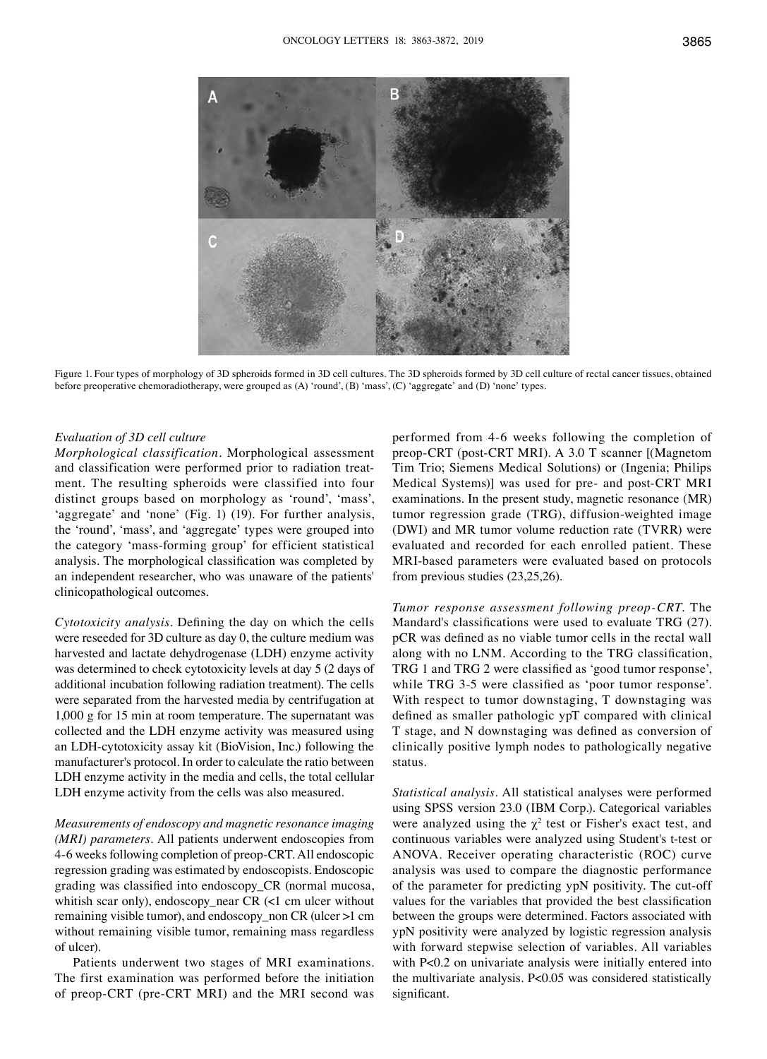Figure 1. Four types of morphology of 3D spheroids formed in 3D cell cultures. The 3D spheroids formed by 3D cell culture of rectal cancer tissues, obtained before preoperative chemoradiotherapy, were grouped as (A) 'round', (B) 'mass', (C) 'aggregate' and (D) 'none' types.

*Evaluation of 3D cell culture*

*Morphological classification*. Morphological assessment and classification were performed prior to radiation treatment. The resulting spheroids were classified into four distinct groups based on morphology as 'round', 'mass', 'aggregate' and 'none' (Fig. 1) (19). For further analysis, the 'round', 'mass', and 'aggregate' types were grouped into the category 'mass-forming group' for efficient statistical analysis. The morphological classification was completed by an independent researcher, who was unaware of the patients' clinicopathological outcomes.

*Cytotoxicity analysis*. Defining the day on which the cells were reseeded for 3D culture as day 0, the culture medium was harvested and lactate dehydrogenase (LDH) enzyme activity was determined to check cytotoxicity levels at day 5 (2 days of additional incubation following radiation treatment). The cells were separated from the harvested media by centrifugation at 1,000 g for 15 min at room temperature. The supernatant was collected and the LDH enzyme activity was measured using an LDH-cytotoxicity assay kit (BioVision, Inc.) following the manufacturer's protocol. In order to calculate the ratio between LDH enzyme activity in the media and cells, the total cellular LDH enzyme activity from the cells was also measured.

*Measurements of endoscopy and magnetic resonance imaging (MRI) parameters*. All patients underwent endoscopies from 4-6 weeks following completion of preop-CRT. All endoscopic regression grading was estimated by endoscopists. Endoscopic grading was classified into endoscopy_CR (normal mucosa, whitish scar only), endoscopy_near CR (<1 cm ulcer without remaining visible tumor), and endoscopy_non CR (ulcer >1 cm without remaining visible tumor, remaining mass regardless of ulcer).

Patients underwent two stages of MRI examinations. The first examination was performed before the initiation of preop-CRT (pre-CRT MRI) and the MRI second was performed from 4-6 weeks following the completion of preop-CRT (post-CRT MRI). A 3.0 T scanner [(Magnetom Tim Trio; Siemens Medical Solutions) or (Ingenia; Philips Medical Systems)] was used for pre- and post-CRT MRI examinations. In the present study, magnetic resonance (MR) tumor regression grade (TRG), diffusion-weighted image (DWI) and MR tumor volume reduction rate (TVRR) were evaluated and recorded for each enrolled patient. These MRI-based parameters were evaluated based on protocols from previous studies (23,25,26).

*Tumor response assessment following preop-CRT*. The Mandard's classifications were used to evaluate TRG (27). pCR was defined as no viable tumor cells in the rectal wall along with no LNM. According to the TRG classification, TRG 1 and TRG 2 were classified as 'good tumor response', while TRG 3-5 were classified as 'poor tumor response'. With respect to tumor downstaging, T downstaging was defined as smaller pathologic ypT compared with clinical T stage, and N downstaging was defined as conversion of clinically positive lymph nodes to pathologically negative status.

*Statistical analysis*. All statistical analyses were performed using SPSS version 23.0 (IBM Corp.). Categorical variables were analyzed using the $\chi^2$ test or Fisher's exact test, and continuous variables were analyzed using Student's t-test or ANOVA. Receiver operating characteristic (ROC) curve analysis was used to compare the diagnostic performance of the parameter for predicting ypN positivity. The cut-off values for the variables that provided the best classification between the groups were determined. Factors associated with ypN positivity were analyzed by logistic regression analysis with forward stepwise selection of variables. All variables with $P<0.2$ on univariate analysis were initially entered into the multivariate analysis. $P<0.05$ was considered statistically significant.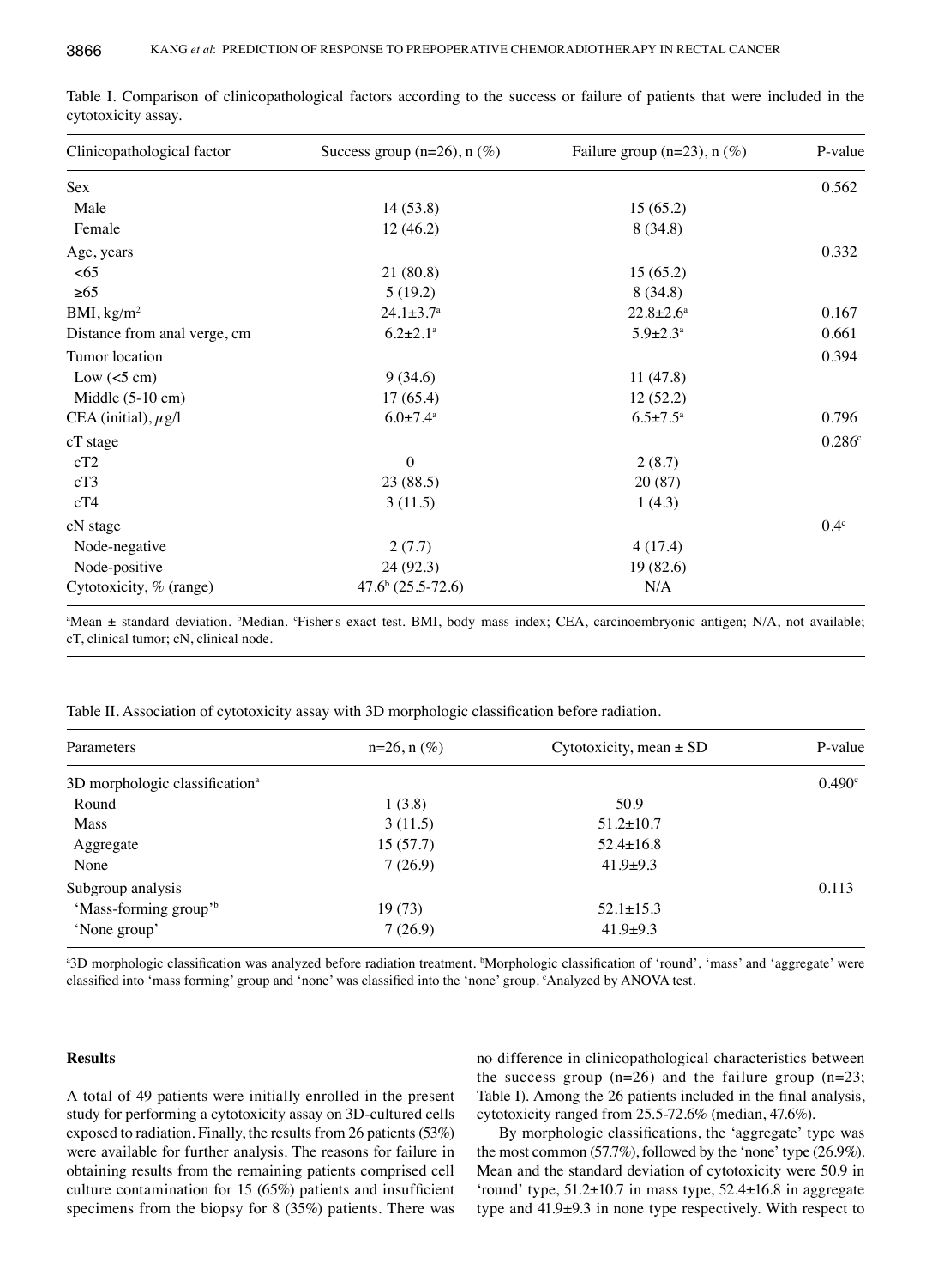Table I. Comparison of clinicopathological factors according to the success or failure of patients that were included in the cytotoxicity assay.

| Clinicopathological factor | Success group (n=26), n (%) | Failure group (n=23), n (%) | P-value |
|---|---|---|---|
| Sex | | | 0.562 |
| Male | 14 (53.8) | 15 (65.2) | |
| Female | 12 (46.2) | 8 (34.8) | |
| Age, years | | | 0.332 |
| <65 | 21 (80.8) | 15 (65.2) | |
| ≥65 | 5 (19.2) | 8 (34.8) | |
| BMI, kg/m$^2$ | 24.1±3.7[a] | 22.8±2.6[a] | 0.167 |
| Distance from anal verge, cm | 6.2±2.1[a] | 5.9±2.3[a] | 0.661 |
| Tumor location | | | 0.394 |
| Low (<5 cm) | 9 (34.6) | 11 (47.8) | |
| Middle (5-10 cm) | 17 (65.4) | 12 (52.2) | |
| CEA (initial), $\mu$g/l | 6.0±7.4[a] | 6.5±7.5[a] | 0.796 |
| cT stage | | | 0.286[c] |
| cT2 | 0 | 2 (8.7) | |
| cT3 | 23 (88.5) | 20 (87) | |
| cT4 | 3 (11.5) | 1 (4.3) | |
| cN stage | | | 0.4[c] |
| Node-negative | 2 (7.7) | 4 (17.4) | |
| Node-positive | 24 (92.3) | 19 (82.6) | |
| Cytotoxicity, % (range) | 47.6[b] (25.5-72.6) | N/A | |

[a]Mean ± standard deviation. [b]Median. [c]Fisher's exact test. BMI, body mass index; CEA, carcinoembryonic antigen; N/A, not available; cT, clinical tumor; cN, clinical node.

Table II. Association of cytotoxicity assay with 3D morphologic classification before radiation.

| Parameters | n=26, n (%) | Cytotoxicity, mean ± SD | P-value |
|---|---|---|---|
| 3D morphologic classification[a] | | | 0.490[c] |
| Round | 1 (3.8) | 50.9 | |
| Mass | 3 (11.5) | 51.2±10.7 | |
| Aggregate | 15 (57.7) | 52.4±16.8 | |
| None | 7 (26.9) | 41.9±9.3 | |
| Subgroup analysis | | | 0.113 |
| 'Mass-forming group'[b] | 19 (73) | 52.1±15.3 | |
| 'None group' | 7 (26.9) | 41.9±9.3 | |

[a]3D morphologic classification was analyzed before radiation treatment. [b]Morphologic classification of 'round', 'mass' and 'aggregate' were classified into 'mass forming' group and 'none' was classified into the 'none' group. [c]Analyzed by ANOVA test.

## Results

A total of 49 patients were initially enrolled in the present study for performing a cytotoxicity assay on 3D-cultured cells exposed to radiation. Finally, the results from 26 patients (53%) were available for further analysis. The reasons for failure in obtaining results from the remaining patients comprised cell culture contamination for 15 (65%) patients and insufficient specimens from the biopsy for 8 (35%) patients. There was no difference in clinicopathological characteristics between the success group (n=26) and the failure group (n=23; Table I). Among the 26 patients included in the final analysis, cytotoxicity ranged from 25.5-72.6% (median, 47.6%).

By morphologic classifications, the 'aggregate' type was the most common (57.7%), followed by the 'none' type (26.9%). Mean and the standard deviation of cytotoxicity were 50.9 in 'round' type, 51.2±10.7 in mass type, 52.4±16.8 in aggregate type and 41.9±9.3 in none type respectively. With respect to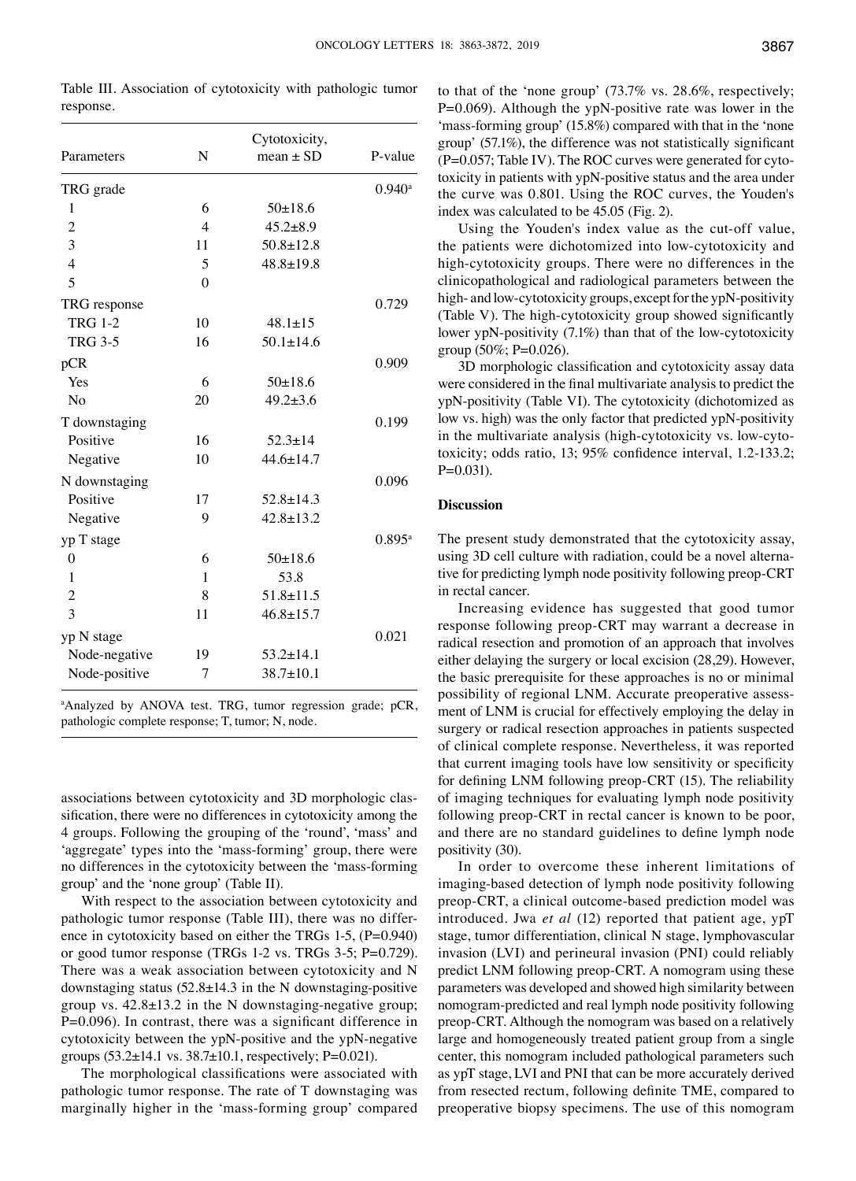Table III. Association of cytotoxicity with pathologic tumor response.

| Parameters | N | Cytotoxicity, mean ± SD | P-value |
|---|---|---|---|
| TRG grade | | | 0.940[a] |
| 1 | 6 | 50±18.6 | |
| 2 | 4 | 45.2±8.9 | |
| 3 | 11 | 50.8±12.8 | |
| 4 | 5 | 48.8±19.8 | |
| 5 | 0 | | |
| TRG response | | | 0.729 |
| TRG 1-2 | 10 | 48.1±15 | |
| TRG 3-5 | 16 | 50.1±14.6 | |
| pCR | | | 0.909 |
| Yes | 6 | 50±18.6 | |
| No | 20 | 49.2±3.6 | |
| T downstaging | | | 0.199 |
| Positive | 16 | 52.3±14 | |
| Negative | 10 | 44.6±14.7 | |
| N downstaging | | | 0.096 |
| Positive | 17 | 52.8±14.3 | |
| Negative | 9 | 42.8±13.2 | |
| yp T stage | | | 0.895[a] |
| 0 | 6 | 50±18.6 | |
| 1 | 1 | 53.8 | |
| 2 | 8 | 51.8±11.5 | |
| 3 | 11 | 46.8±15.7 | |
| yp N stage | | | 0.021 |
| Node-negative | 19 | 53.2±14.1 | |
| Node-positive | 7 | 38.7±10.1 | |

[a]Analyzed by ANOVA test. TRG, tumor regression grade; pCR, pathologic complete response; T, tumor; N, node.

associations between cytotoxicity and 3D morphologic classification, there were no differences in cytotoxicity among the 4 groups. Following the grouping of the 'round', 'mass' and 'aggregate' types into the 'mass-forming' group, there were no differences in the cytotoxicity between the 'mass-forming group' and the 'none group' (Table II).

With respect to the association between cytotoxicity and pathologic tumor response (Table III), there was no difference in cytotoxicity based on either the TRGs 1-5, (P=0.940) or good tumor response (TRGs 1-2 vs. TRGs 3-5; P=0.729). There was a weak association between cytotoxicity and N downstaging status (52.8±14.3 in the N downstaging-positive group vs. 42.8±13.2 in the N downstaging-negative group; P=0.096). In contrast, there was a significant difference in cytotoxicity between the ypN-positive and the ypN-negative groups (53.2±14.1 vs. 38.7±10.1, respectively; P=0.021).

The morphological classifications were associated with pathologic tumor response. The rate of T downstaging was marginally higher in the 'mass-forming group' compared to that of the 'none group' (73.7% vs. 28.6%, respectively; P=0.069). Although the ypN-positive rate was lower in the 'mass-forming group' (15.8%) compared with that in the 'none group' (57.1%), the difference was not statistically significant (P=0.057; Table IV). The ROC curves were generated for cytotoxicity in patients with ypN-positive status and the area under the curve was 0.801. Using the ROC curves, the Youden's index was calculated to be 45.05 (Fig. 2).

Using the Youden's index value as the cut-off value, the patients were dichotomized into low-cytotoxicity and high-cytotoxicity groups. There were no differences in the clinicopathological and radiological parameters between the high- and low-cytotoxicity groups, except for the ypN-positivity (Table V). The high-cytotoxicity group showed significantly lower ypN-positivity (7.1%) than that of the low-cytotoxicity group (50%; P=0.026).

3D morphologic classification and cytotoxicity assay data were considered in the final multivariate analysis to predict the ypN-positivity (Table VI). The cytotoxicity (dichotomized as low vs. high) was the only factor that predicted ypN-positivity in the multivariate analysis (high-cytotoxicity vs. low-cytotoxicity; odds ratio, 13; 95% confidence interval, 1.2-133.2; P=0.031).

## Discussion

The present study demonstrated that the cytotoxicity assay, using 3D cell culture with radiation, could be a novel alternative for predicting lymph node positivity following preop-CRT in rectal cancer.

Increasing evidence has suggested that good tumor response following preop-CRT may warrant a decrease in radical resection and promotion of an approach that involves either delaying the surgery or local excision (28,29). However, the basic prerequisite for these approaches is no or minimal possibility of regional LNM. Accurate preoperative assessment of LNM is crucial for effectively employing the delay in surgery or radical resection approaches in patients suspected of clinical complete response. Nevertheless, it was reported that current imaging tools have low sensitivity or specificity for defining LNM following preop-CRT (15). The reliability of imaging techniques for evaluating lymph node positivity following preop-CRT in rectal cancer is known to be poor, and there are no standard guidelines to define lymph node positivity (30).

In order to overcome these inherent limitations of imaging-based detection of lymph node positivity following preop-CRT, a clinical outcome-based prediction model was introduced. Jwa *et al* (12) reported that patient age, ypT stage, tumor differentiation, clinical N stage, lymphovascular invasion (LVI) and perineural invasion (PNI) could reliably predict LNM following preop-CRT. A nomogram using these parameters was developed and showed high similarity between nomogram-predicted and real lymph node positivity following preop-CRT. Although the nomogram was based on a relatively large and homogeneously treated patient group from a single center, this nomogram included pathological parameters such as ypT stage, LVI and PNI that can be more accurately derived from resected rectum, following definite TME, compared to preoperative biopsy specimens. The use of this nomogram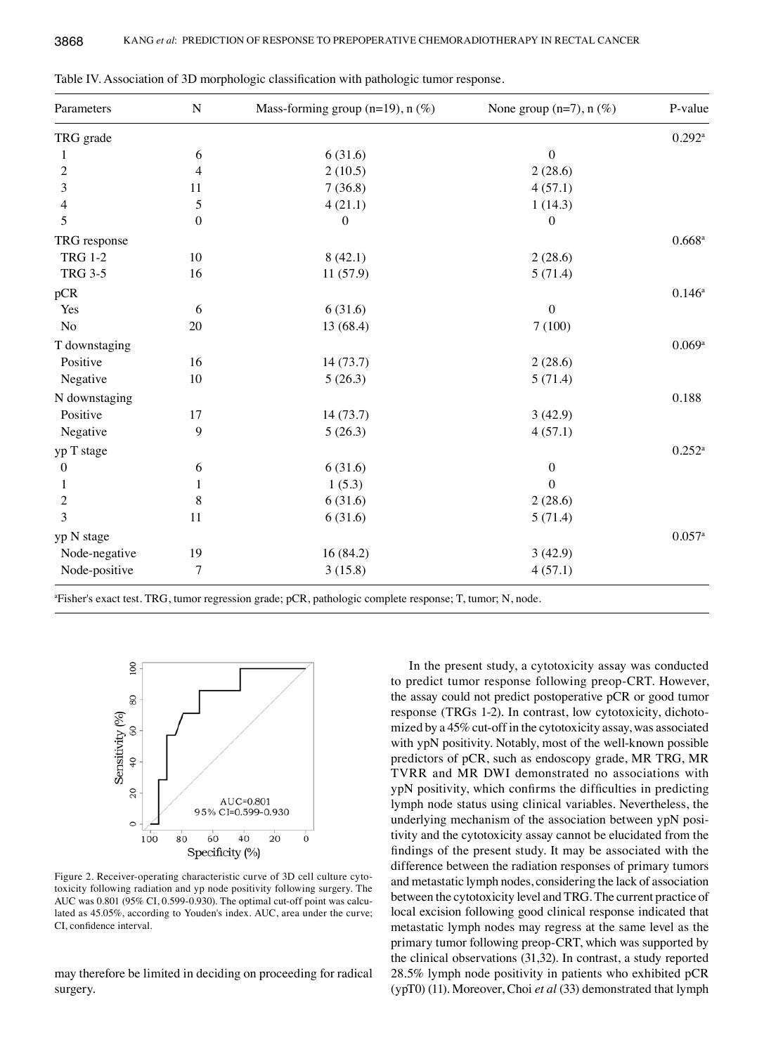Table IV. Association of 3D morphologic classification with pathologic tumor response.

| Parameters | N | Mass-forming group (n=19), n (%) | None group (n=7), n (%) | P-value |
|---|---|---|---|---|
| TRG grade | | | | 0.292[a] |
| 1 | 6 | 6 (31.6) | 0 | |
| 2 | 4 | 2 (10.5) | 2 (28.6) | |
| 3 | 11 | 7 (36.8) | 4 (57.1) | |
| 4 | 5 | 4 (21.1) | 1 (14.3) | |
| 5 | 0 | 0 | 0 | |
| TRG response | | | | 0.668[a] |
| TRG 1-2 | 10 | 8 (42.1) | 2 (28.6) | |
| TRG 3-5 | 16 | 11 (57.9) | 5 (71.4) | |
| pCR | | | | 0.146[a] |
| Yes | 6 | 6 (31.6) | 0 | |
| No | 20 | 13 (68.4) | 7 (100) | |
| T downstaging | | | | 0.069[a] |
| Positive | 16 | 14 (73.7) | 2 (28.6) | |
| Negative | 10 | 5 (26.3) | 5 (71.4) | |
| N downstaging | | | | 0.188 |
| Positive | 17 | 14 (73.7) | 3 (42.9) | |
| Negative | 9 | 5 (26.3) | 4 (57.1) | |
| yp T stage | | | | 0.252[a] |
| 0 | 6 | 6 (31.6) | 0 | |
| 1 | 1 | 1 (5.3) | 0 | |
| 2 | 8 | 6 (31.6) | 2 (28.6) | |
| 3 | 11 | 6 (31.6) | 5 (71.4) | |
| yp N stage | | | | 0.057[a] |
| Node-negative | 19 | 16 (84.2) | 3 (42.9) | |
| Node-positive | 7 | 3 (15.8) | 4 (57.1) | |

[a]Fisher's exact test. TRG, tumor regression grade; pCR, pathologic complete response; T, tumor; N, node.

Figure 2. Receiver-operating characteristic curve of 3D cell culture cytotoxicity following radiation and yp node positivity following surgery. The AUC was 0.801 (95% CI, 0.599-0.930). The optimal cut-off point was calculated as 45.05%, according to Youden's index. AUC, area under the curve; CI, confidence interval.

may therefore be limited in deciding on proceeding for radical surgery.

In the present study, a cytotoxicity assay was conducted to predict tumor response following preop-CRT. However, the assay could not predict postoperative pCR or good tumor response (TRGs 1-2). In contrast, low cytotoxicity, dichotomized by a 45% cut-off in the cytotoxicity assay, was associated with ypN positivity. Notably, most of the well-known possible predictors of pCR, such as endoscopy grade, MR TRG, MR TVRR and MR DWI demonstrated no associations with ypN positivity, which confirms the difficulties in predicting lymph node status using clinical variables. Nevertheless, the underlying mechanism of the association between ypN positivity and the cytotoxicity assay cannot be elucidated from the findings of the present study. It may be associated with the difference between the radiation responses of primary tumors and metastatic lymph nodes, considering the lack of association between the cytotoxicity level and TRG. The current practice of local excision following good clinical response indicated that metastatic lymph nodes may regress at the same level as the primary tumor following preop-CRT, which was supported by the clinical observations (31,32). In contrast, a study reported 28.5% lymph node positivity in patients who exhibited pCR (ypT0) (11). Moreover, Choi *et al* (33) demonstrated that lymph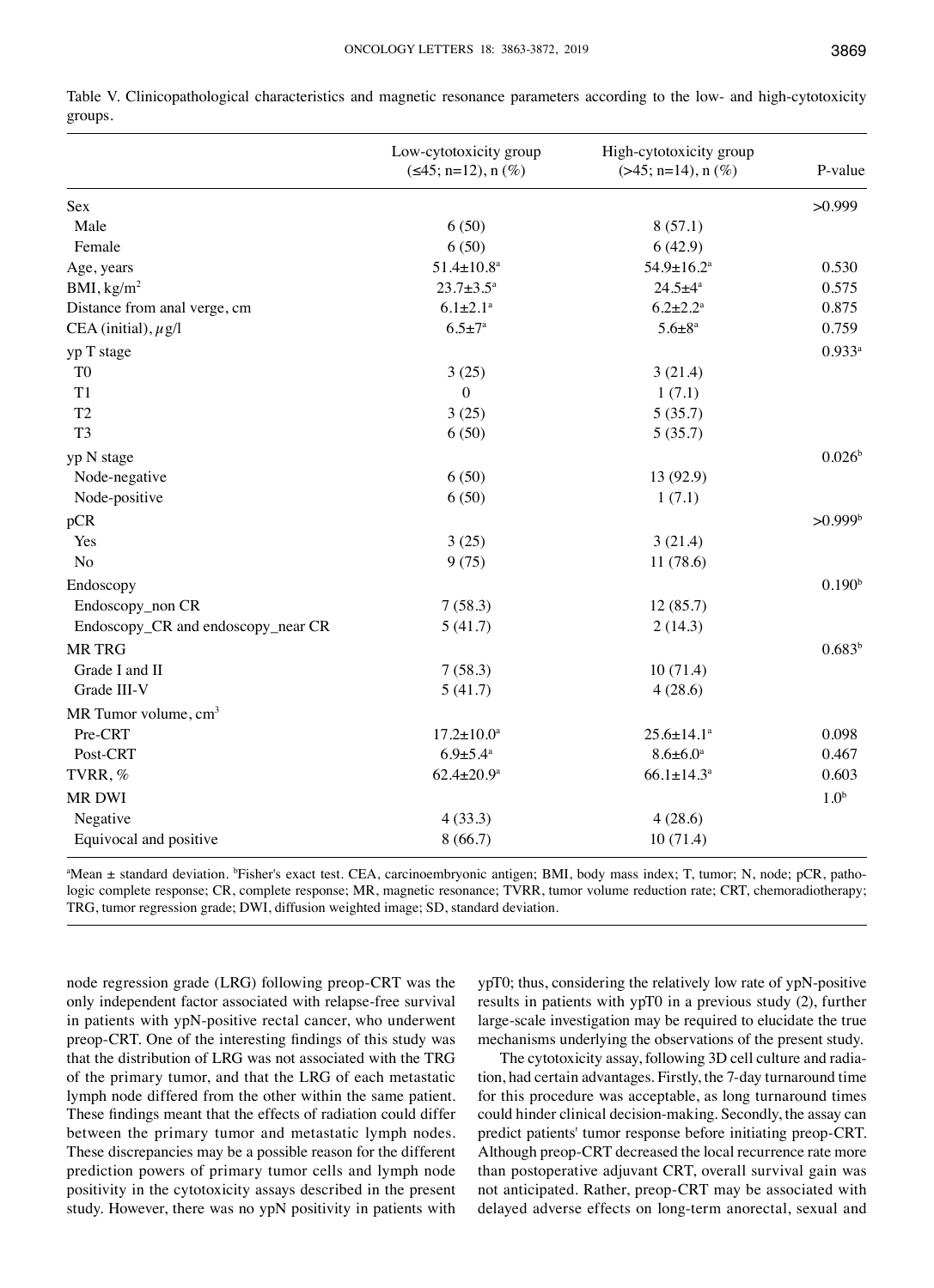Table V. Clinicopathological characteristics and magnetic resonance parameters according to the low- and high-cytotoxicity groups.

| | Low-cytotoxicity group (≤45; n=12), n (%) | High-cytotoxicity group (>45; n=14), n (%) | P-value |
|---|---|---|---|
| Sex | | | >0.999 |
| Male | 6 (50) | 8 (57.1) | |
| Female | 6 (50) | 6 (42.9) | |
| Age, years | 51.4±10.8[a] | 54.9±16.2[a] | 0.530 |
| BMI, kg/m$^2$ | 23.7±3.5[a] | 24.5±4[a] | 0.575 |
| Distance from anal verge, cm | 6.1±2.1[a] | 6.2±2.2[a] | 0.875 |
| CEA (initial), $\mu$g/l | 6.5±7[a] | 5.6±8[a] | 0.759 |
| yp T stage | | | 0.933[a] |
| T0 | 3 (25) | 3 (21.4) | |
| T1 | 0 | 1 (7.1) | |
| T2 | 3 (25) | 5 (35.7) | |
| T3 | 6 (50) | 5 (35.7) | |
| yp N stage | | | 0.026[b] |
| Node-negative | 6 (50) | 13 (92.9) | |
| Node-positive | 6 (50) | 1 (7.1) | |
| pCR | | | >0.999[b] |
| Yes | 3 (25) | 3 (21.4) | |
| No | 9 (75) | 11 (78.6) | |
| Endoscopy | | | 0.190[b] |
| Endoscopy_non CR | 7 (58.3) | 12 (85.7) | |
| Endoscopy_CR and endoscopy_near CR | 5 (41.7) | 2 (14.3) | |
| MR TRG | | | 0.683[b] |
| Grade I and II | 7 (58.3) | 10 (71.4) | |
| Grade III-V | 5 (41.7) | 4 (28.6) | |
| MR Tumor volume, cm$^3$ | | | |
| Pre-CRT | 17.2±10.0[a] | 25.6±14.1[a] | 0.098 |
| Post-CRT | 6.9±5.4[a] | 8.6±6.0[a] | 0.467 |
| TVRR, % | 62.4±20.9[a] | 66.1±14.3[a] | 0.603 |
| MR DWI | | | 1.0[b] |
| Negative | 4 (33.3) | 4 (28.6) | |
| Equivocal and positive | 8 (66.7) | 10 (71.4) | |

[a]Mean ± standard deviation. [b]Fisher's exact test. CEA, carcinoembryonic antigen; BMI, body mass index; T, tumor; N, node; pCR, pathologic complete response; CR, complete response; MR, magnetic resonance; TVRR, tumor volume reduction rate; CRT, chemoradiotherapy; TRG, tumor regression grade; DWI, diffusion weighted image; SD, standard deviation.

node regression grade (LRG) following preop-CRT was the only independent factor associated with relapse-free survival in patients with ypN-positive rectal cancer, who underwent preop-CRT. One of the interesting findings of this study was that the distribution of LRG was not associated with the TRG of the primary tumor, and that the LRG of each metastatic lymph node differed from the other within the same patient. These findings meant that the effects of radiation could differ between the primary tumor and metastatic lymph nodes. These discrepancies may be a possible reason for the different prediction powers of primary tumor cells and lymph node positivity in the cytotoxicity assays described in the present study. However, there was no ypN positivity in patients with ypT0; thus, considering the relatively low rate of ypN-positive results in patients with ypT0 in a previous study (2), further large-scale investigation may be required to elucidate the true mechanisms underlying the observations of the present study.

The cytotoxicity assay, following 3D cell culture and radiation, had certain advantages. Firstly, the 7-day turnaround time for this procedure was acceptable, as long turnaround times could hinder clinical decision-making. Secondly, the assay can predict patients' tumor response before initiating preop-CRT. Although preop-CRT decreased the local recurrence rate more than postoperative adjuvant CRT, overall survival gain was not anticipated. Rather, preop-CRT may be associated with delayed adverse effects on long-term anorectal, sexual and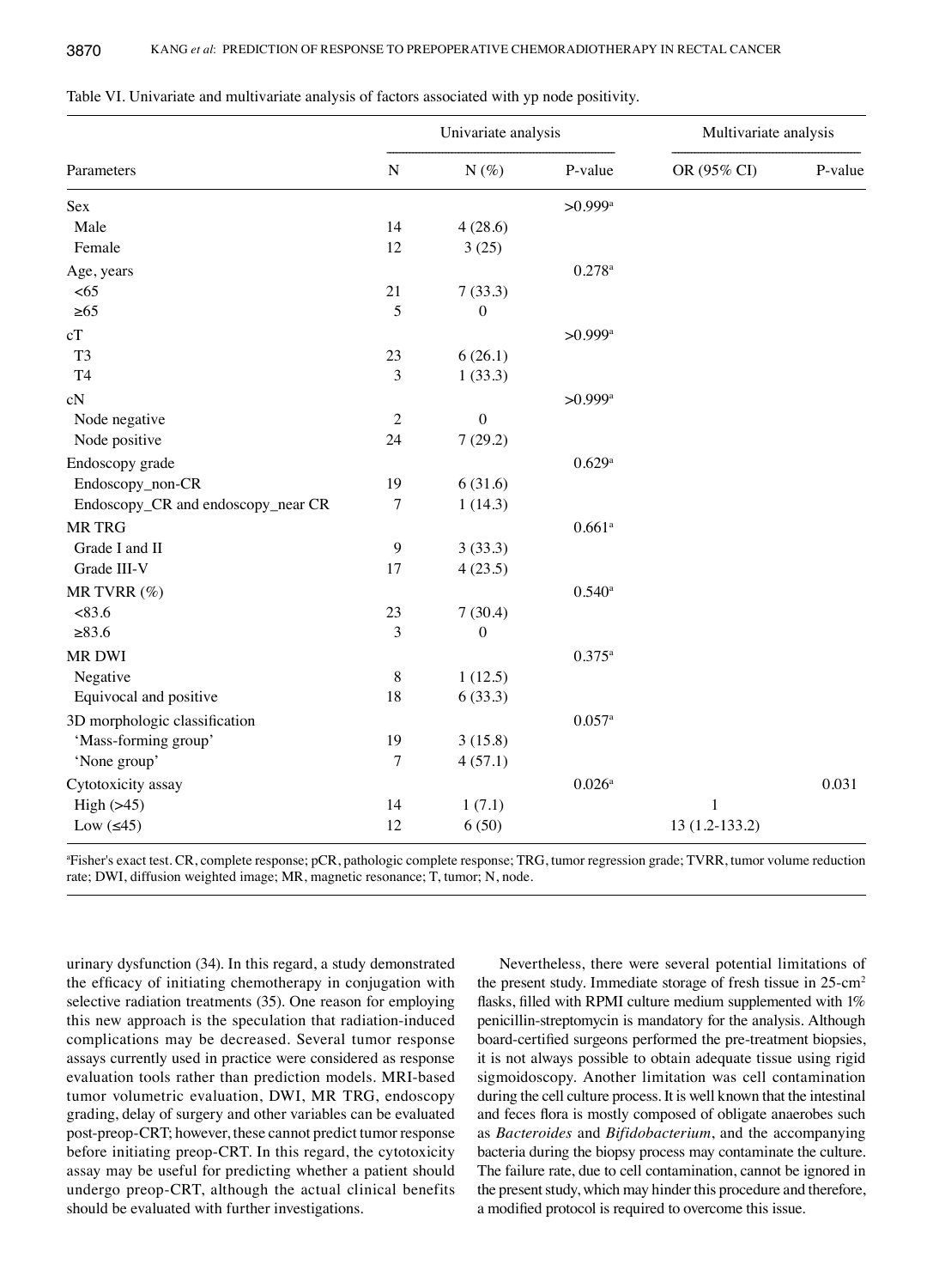Table VI. Univariate and multivariate analysis of factors associated with yp node positivity.

| Parameters | Univariate analysis | | | Multivariate analysis | |
|---|---|---|---|---|---|
| | N | N (%) | P-value | OR (95% CI) | P-value |
| Sex | | | >0.999[a] | | |
| Male | 14 | 4 (28.6) | | | |
| Female | 12 | 3 (25) | | | |
| Age, years | | | 0.278[a] | | |
| <65 | 21 | 7 (33.3) | | | |
| ≥65 | 5 | 0 | | | |
| cT | | | >0.999[a] | | |
| T3 | 23 | 6 (26.1) | | | |
| T4 | 3 | 1 (33.3) | | | |
| cN | | | >0.999[a] | | |
| Node negative | 2 | 0 | | | |
| Node positive | 24 | 7 (29.2) | | | |
| Endoscopy grade | | | 0.629[a] | | |
| Endoscopy_non-CR | 19 | 6 (31.6) | | | |
| Endoscopy_CR and endoscopy_near CR | 7 | 1 (14.3) | | | |
| MR TRG | | | 0.661[a] | | |
| Grade I and II | 9 | 3 (33.3) | | | |
| Grade III-V | 17 | 4 (23.5) | | | |
| MR TVRR (%) | | | 0.540[a] | | |
| <83.6 | 23 | 7 (30.4) | | | |
| ≥83.6 | 3 | 0 | | | |
| MR DWI | | | 0.375[a] | | |
| Negative | 8 | 1 (12.5) | | | |
| Equivocal and positive | 18 | 6 (33.3) | | | |
| 3D morphologic classification | | | 0.057[a] | | |
| 'Mass-forming group' | 19 | 3 (15.8) | | | |
| 'None group' | 7 | 4 (57.1) | | | |
| Cytotoxicity assay | | | 0.026[a] | | 0.031 |
| High (>45) | 14 | 1 (7.1) | | 1 | |
| Low (≤45) | 12 | 6 (50) | | 13 (1.2-133.2) | |

[a]Fisher's exact test. CR, complete response; pCR, pathologic complete response; TRG, tumor regression grade; TVRR, tumor volume reduction rate; DWI, diffusion weighted image; MR, magnetic resonance; T, tumor; N, node.

urinary dysfunction (34). In this regard, a study demonstrated the efficacy of initiating chemotherapy in conjugation with selective radiation treatments (35). One reason for employing this new approach is the speculation that radiation-induced complications may be decreased. Several tumor response assays currently used in practice were considered as response evaluation tools rather than prediction models. MRI-based tumor volumetric evaluation, DWI, MR TRG, endoscopy grading, delay of surgery and other variables can be evaluated post-preop-CRT; however, these cannot predict tumor response before initiating preop-CRT. In this regard, the cytotoxicity assay may be useful for predicting whether a patient should undergo preop-CRT, although the actual clinical benefits should be evaluated with further investigations.

Nevertheless, there were several potential limitations of the present study. Immediate storage of fresh tissue in 25-cm$^2$ flasks, filled with RPMI culture medium supplemented with 1% penicillin-streptomycin is mandatory for the analysis. Although board-certified surgeons performed the pre-treatment biopsies, it is not always possible to obtain adequate tissue using rigid sigmoidoscopy. Another limitation was cell contamination during the cell culture process. It is well known that the intestinal and feces flora is mostly composed of obligate anaerobes such as *Bacteroides* and *Bifidobacterium*, and the accompanying bacteria during the biopsy process may contaminate the culture. The failure rate, due to cell contamination, cannot be ignored in the present study, which may hinder this procedure and therefore, a modified protocol is required to overcome this issue.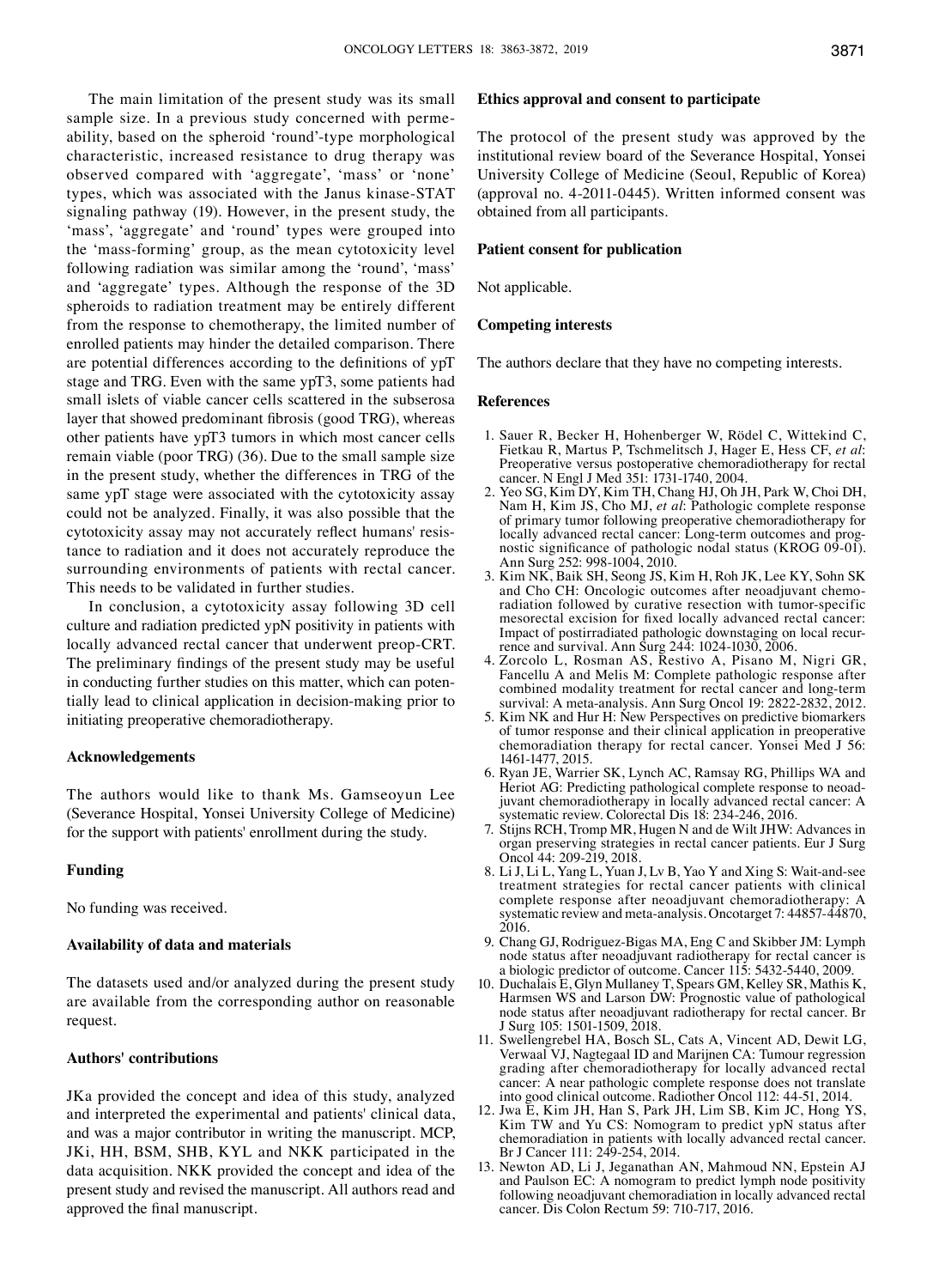The main limitation of the present study was its small sample size. In a previous study concerned with permeability, based on the spheroid 'round'-type morphological characteristic, increased resistance to drug therapy was observed compared with 'aggregate', 'mass' or 'none' types, which was associated with the Janus kinase-STAT signaling pathway (19). However, in the present study, the 'mass', 'aggregate' and 'round' types were grouped into the 'mass-forming' group, as the mean cytotoxicity level following radiation was similar among the 'round', 'mass' and 'aggregate' types. Although the response of the 3D spheroids to radiation treatment may be entirely different from the response to chemotherapy, the limited number of enrolled patients may hinder the detailed comparison. There are potential differences according to the definitions of ypT stage and TRG. Even with the same ypT3, some patients had small islets of viable cancer cells scattered in the subserosa layer that showed predominant fibrosis (good TRG), whereas other patients have ypT3 tumors in which most cancer cells remain viable (poor TRG) (36). Due to the small sample size in the present study, whether the differences in TRG of the same ypT stage were associated with the cytotoxicity assay could not be analyzed. Finally, it was also possible that the cytotoxicity assay may not accurately reflect humans' resistance to radiation and it does not accurately reproduce the surrounding environments of patients with rectal cancer. This needs to be validated in further studies.

In conclusion, a cytotoxicity assay following 3D cell culture and radiation predicted ypN positivity in patients with locally advanced rectal cancer that underwent preop-CRT. The preliminary findings of the present study may be useful in conducting further studies on this matter, which can potentially lead to clinical application in decision-making prior to initiating preoperative chemoradiotherapy.

## Acknowledgements

The authors would like to thank Ms. Gamseoyun Lee (Severance Hospital, Yonsei University College of Medicine) for the support with patients' enrollment during the study.

## Funding

No funding was received.

## Availability of data and materials

The datasets used and/or analyzed during the present study are available from the corresponding author on reasonable request.

## Authors' contributions

JKa provided the concept and idea of this study, analyzed and interpreted the experimental and patients' clinical data, and was a major contributor in writing the manuscript. MCP, JKi, HH, BSM, SHB, KYL and NKK participated in the data acquisition. NKK provided the concept and idea of the present study and revised the manuscript. All authors read and approved the final manuscript.

## Ethics approval and consent to participate

The protocol of the present study was approved by the institutional review board of the Severance Hospital, Yonsei University College of Medicine (Seoul, Republic of Korea) (approval no. 4-2011-0445). Written informed consent was obtained from all participants.

## Patient consent for publication

Not applicable.

## Competing interests

The authors declare that they have no competing interests.

## References

1. Sauer R, Becker H, Hohenberger W, Rödel C, Wittekind C, Fietkau R, Martus P, Tschmelitsch J, Hager E, Hess CF, *et al*: Preoperative versus postoperative chemoradiotherapy for rectal cancer. N Engl J Med 351: 1731-1740, 2004.
2. Yeo SG, Kim DY, Kim TH, Chang HJ, Oh JH, Park W, Choi DH, Nam H, Kim JS, Cho MJ, *et al*: Pathologic complete response of primary tumor following preoperative chemoradiotherapy for locally advanced rectal cancer: Long-term outcomes and prognostic significance of pathologic nodal status (KROG 09-01). Ann Surg 252: 998-1004, 2010.
3. Kim NK, Baik SH, Seong JS, Kim H, Roh JK, Lee KY, Sohn SK and Cho CH: Oncologic outcomes after neoadjuvant chemoradiation followed by curative resection with tumor-specific mesorectal excision for fixed locally advanced rectal cancer: Impact of postirradiated pathologic downstaging on local recurrence and survival. Ann Surg 244: 1024-1030, 2006.
4. Zorcolo L, Rosman AS, Restivo A, Pisano M, Nigri GR, Fancellu A and Melis M: Complete pathologic response after combined modality treatment for rectal cancer and long-term survival: A meta-analysis. Ann Surg Oncol 19: 2822-2832, 2012.
5. Kim NK and Hur H: New Perspectives on predictive biomarkers of tumor response and their clinical application in preoperative chemoradiation therapy for rectal cancer. Yonsei Med J 56: 1461-1477, 2015.
6. Ryan JE, Warrier SK, Lynch AC, Ramsay RG, Phillips WA and Heriot AG: Predicting pathological complete response to neoadjuvant chemoradiotherapy in locally advanced rectal cancer: A systematic review. Colorectal Dis 18: 234-246, 2016.
7. Stijns RCH, Tromp MR, Hugen N and de Wilt JHW: Advances in organ preserving strategies in rectal cancer patients. Eur J Surg Oncol 44: 209-219, 2018.
8. Li J, Li L, Yang L, Yuan J, Lv B, Yao Y and Xing S: Wait-and-see treatment strategies for rectal cancer patients with clinical complete response after neoadjuvant chemoradiotherapy: A systematic review and meta-analysis. Oncotarget 7: 44857-44870, 2016.
9. Chang GJ, Rodriguez-Bigas MA, Eng C and Skibber JM: Lymph node status after neoadjuvant radiotherapy for rectal cancer is a biologic predictor of outcome. Cancer 115: 5432-5440, 2009.
10. Duchalais E, Glyn Mullaney T, Spears GM, Kelley SR, Mathis K, Harmsen WS and Larson DW: Prognostic value of pathological node status after neoadjuvant radiotherapy for rectal cancer. Br J Surg 105: 1501-1509, 2018.
11. Swellengrebel HA, Bosch SL, Cats A, Vincent AD, Dewit LG, Verwaal VJ, Nagtegaal ID and Marijnen CA: Tumour regression grading after chemoradiotherapy for locally advanced rectal cancer: A near pathologic complete response does not translate into good clinical outcome. Radiother Oncol 112: 44-51, 2014.
12. Jwa E, Kim JH, Han S, Park JH, Lim SB, Kim JC, Hong YS, Kim TW and Yu CS: Nomogram to predict ypN status after chemoradiation in patients with locally advanced rectal cancer. Br J Cancer 111: 249-254, 2014.
13. Newton AD, Li J, Jeganathan AN, Mahmoud NN, Epstein AJ and Paulson EC: A nomogram to predict lymph node positivity following neoadjuvant chemoradiation in locally advanced rectal cancer. Dis Colon Rectum 59: 710-717, 2016.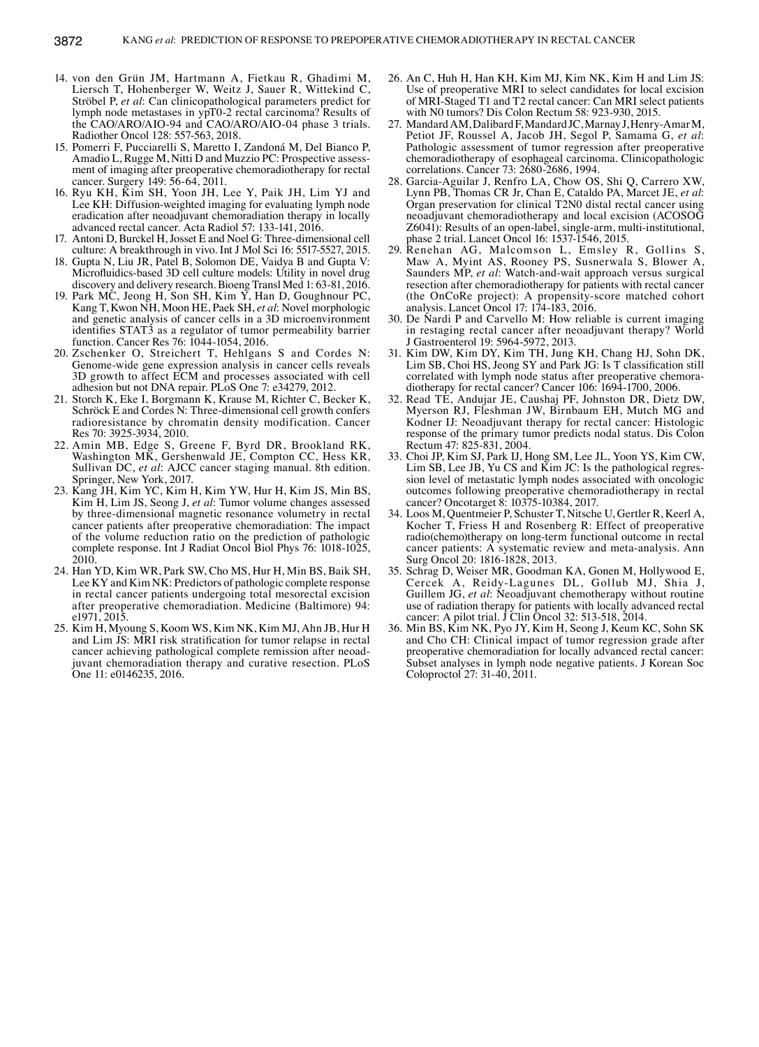14. von den Grün JM, Hartmann A, Fietkau R, Ghadimi M, Liersch T, Hohenberger W, Weitz J, Sauer R, Wittekind C, Ströbel P, *et al*: Can clinicopathological parameters predict for lymph node metastases in ypT0-2 rectal carcinoma? Results of the CAO/ARO/AIO-94 and CAO/ARO/AIO-04 phase 3 trials. Radiother Oncol 128: 557-563, 2018.
15. Pomerri F, Pucciarelli S, Maretto I, Zandoná M, Del Bianco P, Amadio L, Rugge M, Nitti D and Muzzio PC: Prospective assessment of imaging after preoperative chemoradiotherapy for rectal cancer. Surgery 149: 56-64, 2011.
16. Ryu KH, Kim SH, Yoon JH, Lee Y, Paik JH, Lim YJ and Lee KH: Diffusion-weighted imaging for evaluating lymph node eradication after neoadjuvant chemoradiation therapy in locally advanced rectal cancer. Acta Radiol 57: 133-141, 2016.
17. Antoni D, Burckel H, Josset E and Noel G: Three-dimensional cell culture: A breakthrough in vivo. Int J Mol Sci 16: 5517-5527, 2015.
18. Gupta N, Liu JR, Patel B, Solomon DE, Vaidya B and Gupta V: Microfluidics-based 3D cell culture models: Utility in novel drug discovery and delivery research. Bioeng Transl Med 1: 63-81, 2016.
19. Park MC, Jeong H, Son SH, Kim Y, Han D, Goughnour PC, Kang T, Kwon NH, Moon HE, Paek SH, *et al*: Novel morphologic and genetic analysis of cancer cells in a 3D microenvironment identifies STAT3 as a regulator of tumor permeability barrier function. Cancer Res 76: 1044-1054, 2016.
20. Zschenker O, Streichert T, Hehlgans S and Cordes N: Genome-wide gene expression analysis in cancer cells reveals 3D growth to affect ECM and processes associated with cell adhesion but not DNA repair. PLoS One 7: e34279, 2012.
21. Storch K, Eke I, Borgmann K, Krause M, Richter C, Becker K, Schröck E and Cordes N: Three-dimensional cell growth confers radioresistance by chromatin density modification. Cancer Res 70: 3925-3934, 2010.
22. Amin MB, Edge S, Greene F, Byrd DR, Brookland RK, Washington MK, Gershenwald JE, Compton CC, Hess KR, Sullivan DC, *et al*: AJCC cancer staging manual. 8th edition. Springer, New York, 2017.
23. Kang JH, Kim YC, Kim H, Kim YW, Hur H, Kim JS, Min BS, Kim H, Lim JS, Seong J, *et al*: Tumor volume changes assessed by three-dimensional magnetic resonance volumetry in rectal cancer patients after preoperative chemoradiation: The impact of the volume reduction ratio on the prediction of pathologic complete response. Int J Radiat Oncol Biol Phys 76: 1018-1025, 2010.
24. Han YD, Kim WR, Park SW, Cho MS, Hur H, Min BS, Baik SH, Lee KY and Kim NK: Predictors of pathologic complete response in rectal cancer patients undergoing total mesorectal excision after preoperative chemoradiation. Medicine (Baltimore) 94: e1971, 2015.
25. Kim H, Myoung S, Koom WS, Kim NK, Kim MJ, Ahn JB, Hur H and Lim JS: MRI risk stratification for tumor relapse in rectal cancer achieving pathological complete remission after neoadjuvant chemoradiation therapy and curative resection. PLoS One 11: e0146235, 2016.
26. An C, Huh H, Han KH, Kim MJ, Kim NK, Kim H and Lim JS: Use of preoperative MRI to select candidates for local excision of MRI-Staged T1 and T2 rectal cancer: Can MRI select patients with N0 tumors? Dis Colon Rectum 58: 923-930, 2015.
27. Mandard AM, Dalibard F, Mandard JC, Marnay J, Henry-Amar M, Petiot JF, Roussel A, Jacob JH, Segol P, Samama G, *et al*: Pathologic assessment of tumor regression after preoperative chemoradiotherapy of esophageal carcinoma. Clinicopathologic correlations. Cancer 73: 2680-2686, 1994.
28. Garcia-Aguilar J, Renfro LA, Chow OS, Shi Q, Carrero XW, Lynn PB, Thomas CR Jr, Chan E, Cataldo PA, Marcet JE, *et al*: Organ preservation for clinical T2N0 distal rectal cancer using neoadjuvant chemoradiotherapy and local excision (ACOSOG Z6041): Results of an open-label, single-arm, multi-institutional, phase 2 trial. Lancet Oncol 16: 1537-1546, 2015.
29. Renehan AG, Malcomson L, Emsley R, Gollins S, Maw A, Myint AS, Rooney PS, Susnerwala S, Blower A, Saunders MP, *et al*: Watch-and-wait approach versus surgical resection after chemoradiotherapy for patients with rectal cancer (the OnCoRe project): A propensity-score matched cohort analysis. Lancet Oncol 17: 174-183, 2016.
30. De Nardi P and Carvello M: How reliable is current imaging in restaging rectal cancer after neoadjuvant therapy? World J Gastroenterol 19: 5964-5972, 2013.
31. Kim DW, Kim DY, Kim TH, Jung KH, Chang HJ, Sohn DK, Lim SB, Choi HS, Jeong SY and Park JG: Is T classification still correlated with lymph node status after preoperative chemoradiotherapy for rectal cancer? Cancer 106: 1694-1700, 2006.
32. Read TE, Andujar JE, Caushaj PF, Johnston DR, Dietz DW, Myerson RJ, Fleshman JW, Birnbaum EH, Mutch MG and Kodner IJ: Neoadjuvant therapy for rectal cancer: Histologic response of the primary tumor predicts nodal status. Dis Colon Rectum 47: 825-831, 2004.
33. Choi JP, Kim SJ, Park IJ, Hong SM, Lee JL, Yoon YS, Kim CW, Lim SB, Lee JB, Yu CS and Kim JC: Is the pathological regression level of metastatic lymph nodes associated with oncologic outcomes following preoperative chemoradiotherapy in rectal cancer? Oncotarget 8: 10375-10384, 2017.
34. Loos M, Quentmeier P, Schuster T, Nitsche U, Gertler R, Keerl A, Kocher T, Friess H and Rosenberg R: Effect of preoperative radio(chemo)therapy on long-term functional outcome in rectal cancer patients: A systematic review and meta-analysis. Ann Surg Oncol 20: 1816-1828, 2013.
35. Schrag D, Weiser MR, Goodman KA, Gonen M, Hollywood E, Cercek A, Reidy-Lagunes DL, Gollub MJ, Shia J, Guillem JG, *et al*: Neoadjuvant chemotherapy without routine use of radiation therapy for patients with locally advanced rectal cancer: A pilot trial. J Clin Oncol 32: 513-518, 2014.
36. Min BS, Kim NK, Pyo JY, Kim H, Seong J, Keum KC, Sohn SK and Cho CH: Clinical impact of tumor regression grade after preoperative chemoradiation for locally advanced rectal cancer: Subset analyses in lymph node negative patients. J Korean Soc Coloproctol 27: 31-40, 2011.